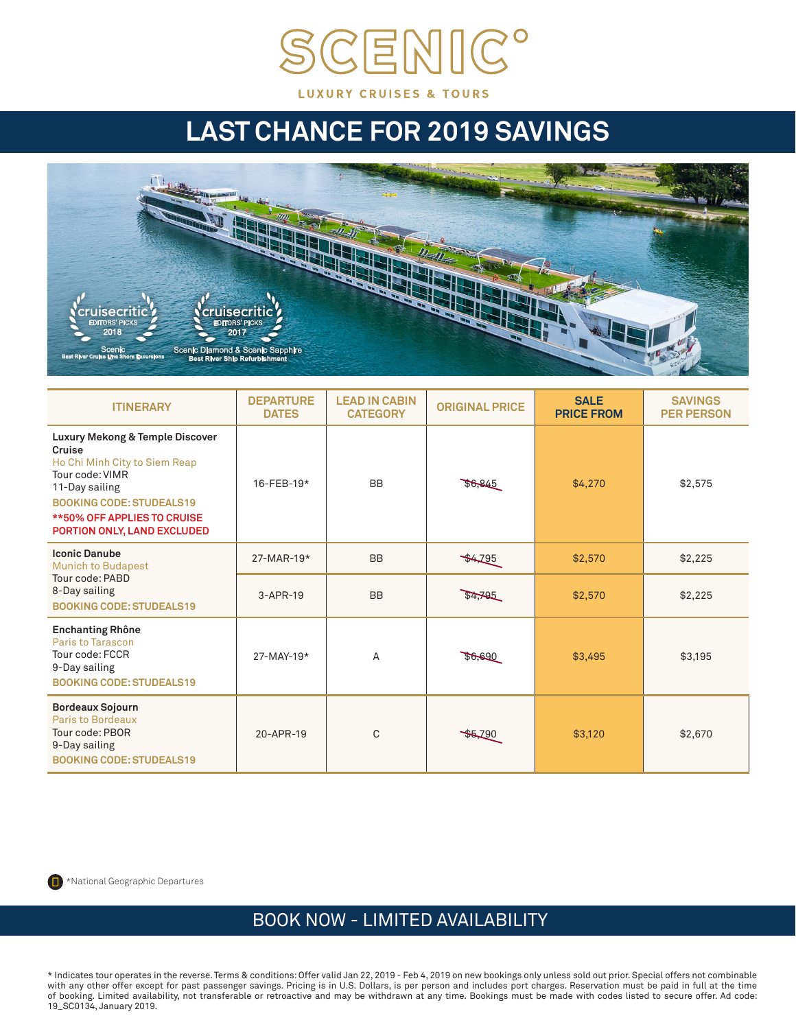# SCENIC°

LUXURY CRUISES & TOURS

## LAST CHANCE FOR 2019 SAVINGS

| ITINERARY | DEPARTURE DATES | LEAD IN CABIN CATEGORY | ORIGINAL PRICE | SALE PRICE FROM | SAVINGS PER PERSON |
|---|---|---|---|---|---|
| **Luxury Mekong & Temple Discover Cruise**<br>Ho Chi Minh City to Siem Reap<br>Tour code: VIMR<br>11-Day sailing<br>**BOOKING CODE: STUDEALS19**<br>**\*\*50% OFF APPLIES TO CRUISE PORTION ONLY, LAND EXCLUDED** | 16-FEB-19* | BB | ~~$6,845~~ | $4,270 | $2,575 |
| **Iconic Danube**<br>Munich to Budapest<br>Tour code: PABD<br>8-Day sailing<br>**BOOKING CODE: STUDEALS19** | 27-MAR-19* | BB | ~~$4,795~~ | $2,570 | $2,225 |
| | 3-APR-19 | BB | ~~$4,795~~ | $2,570 | $2,225 |
| **Enchanting Rhône**<br>Paris to Tarascon<br>Tour code: FCCR<br>9-Day sailing<br>**BOOKING CODE: STUDEALS19** | 27-MAY-19* | A | ~~$6,690~~ | $3,495 | $3,195 |
| **Bordeaux Sojourn**<br>Paris to Bordeaux<br>Tour code: PBOR<br>9-Day sailing<br>**BOOKING CODE: STUDEALS19** | 20-APR-19 | C | ~~$5,790~~ | $3,120 | $2,670 |

*National Geographic Departures

## BOOK NOW - LIMITED AVAILABILITY

* Indicates tour operates in the reverse. Terms & conditions: Offer valid Jan 22, 2019 - Feb 4, 2019 on new bookings only unless sold out prior. Special offers not combinable with any other offer except for past passenger savings. Pricing is in U.S. Dollars, is per person and includes port charges. Reservation must be paid in full at the time of booking. Limited availability, not transferable or retroactive and may be withdrawn at any time. Bookings must be made with codes listed to secure offer. Ad code: 19_SC0134, January 2019.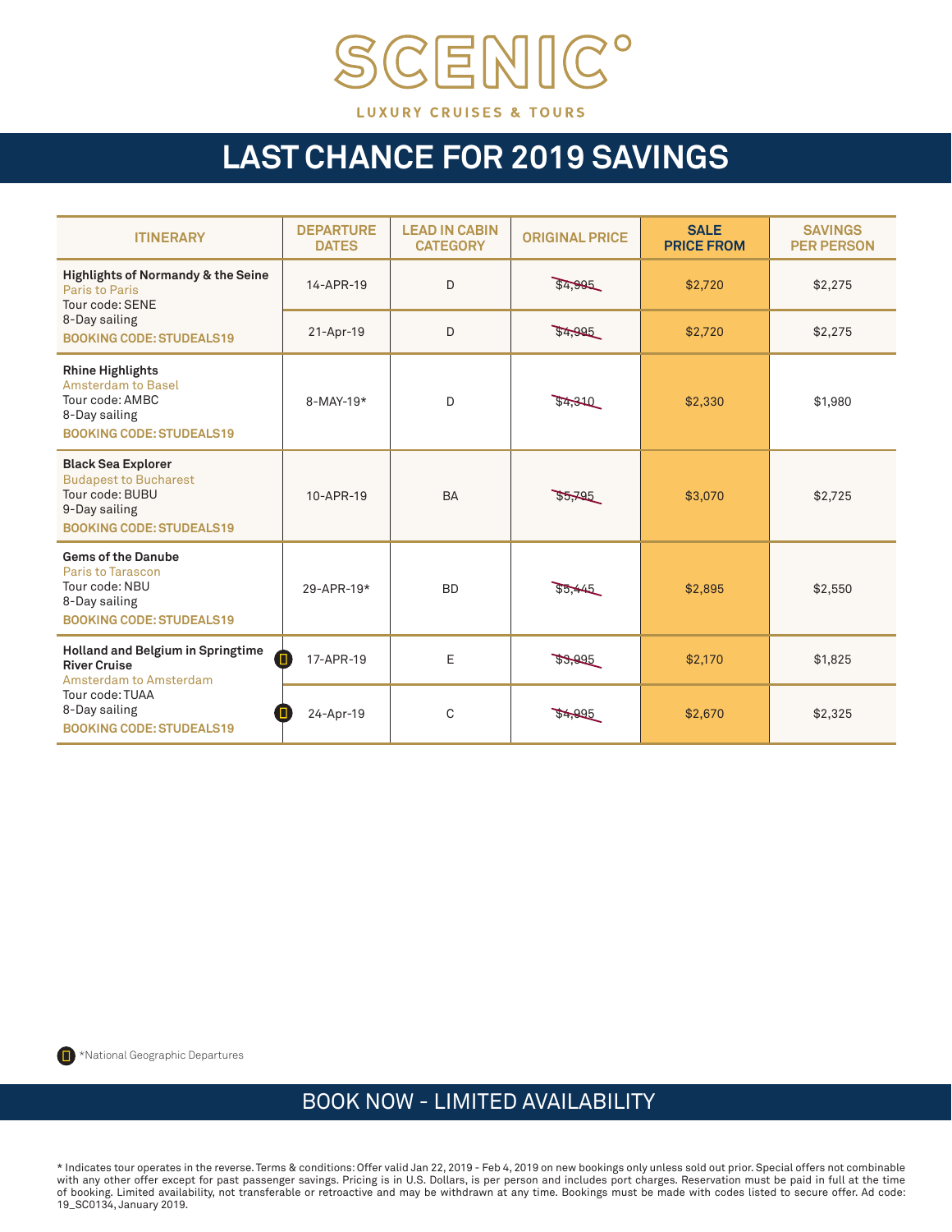# SCENIC°

LUXURY CRUISES & TOURS

## LAST CHANCE FOR 2019 SAVINGS

| ITINERARY | DEPARTURE DATES | LEAD IN CABIN CATEGORY | ORIGINAL PRICE | SALE PRICE FROM | SAVINGS PER PERSON |
|---|---|---|---|---|---|
| **Highlights of Normandy & the Seine** Paris to Paris Tour code: SENE 8-Day sailing **BOOKING CODE: STUDEALS19** | 14-APR-19 | D | ~~$4,995~~ | $2,720 | $2,275 |
| | 21-Apr-19 | D | ~~$4,995~~ | $2,720 | $2,275 |
| **Rhine Highlights** Amsterdam to Basel Tour code: AMBC 8-Day sailing **BOOKING CODE: STUDEALS19** | 8-MAY-19* | D | ~~$4,310~~ | $2,330 | $1,980 |
| **Black Sea Explorer** Budapest to Bucharest Tour code: BUBU 9-Day sailing **BOOKING CODE: STUDEALS19** | 10-APR-19 | BA | ~~$5,795~~ | $3,070 | $2,725 |
| **Gems of the Danube** Paris to Tarascon Tour code: NBU 8-Day sailing **BOOKING CODE: STUDEALS19** | 29-APR-19* | BD | ~~$5,445~~ | $2,895 | $2,550 |
| **Holland and Belgium in Springtime River Cruise** Amsterdam to Amsterdam Tour code: TUAA 8-Day sailing **BOOKING CODE: STUDEALS19** | 17-APR-19 | E | ~~$3,995~~ | $2,170 | $1,825 |
| | 24-Apr-19 | C | ~~$4,995~~ | $2,670 | $2,325 |

*National Geographic Departures

## BOOK NOW - LIMITED AVAILABILITY

* Indicates tour operates in the reverse. Terms & conditions: Offer valid Jan 22, 2019 - Feb 4, 2019 on new bookings only unless sold out prior. Special offers not combinable with any other offer except for past passenger savings. Pricing is in U.S. Dollars, is per person and includes port charges. Reservation must be paid in full at the time of booking. Limited availability, not transferable or retroactive and may be withdrawn at any time. Bookings must be made with codes listed to secure offer. Ad code: 19_SC0134, January 2019.